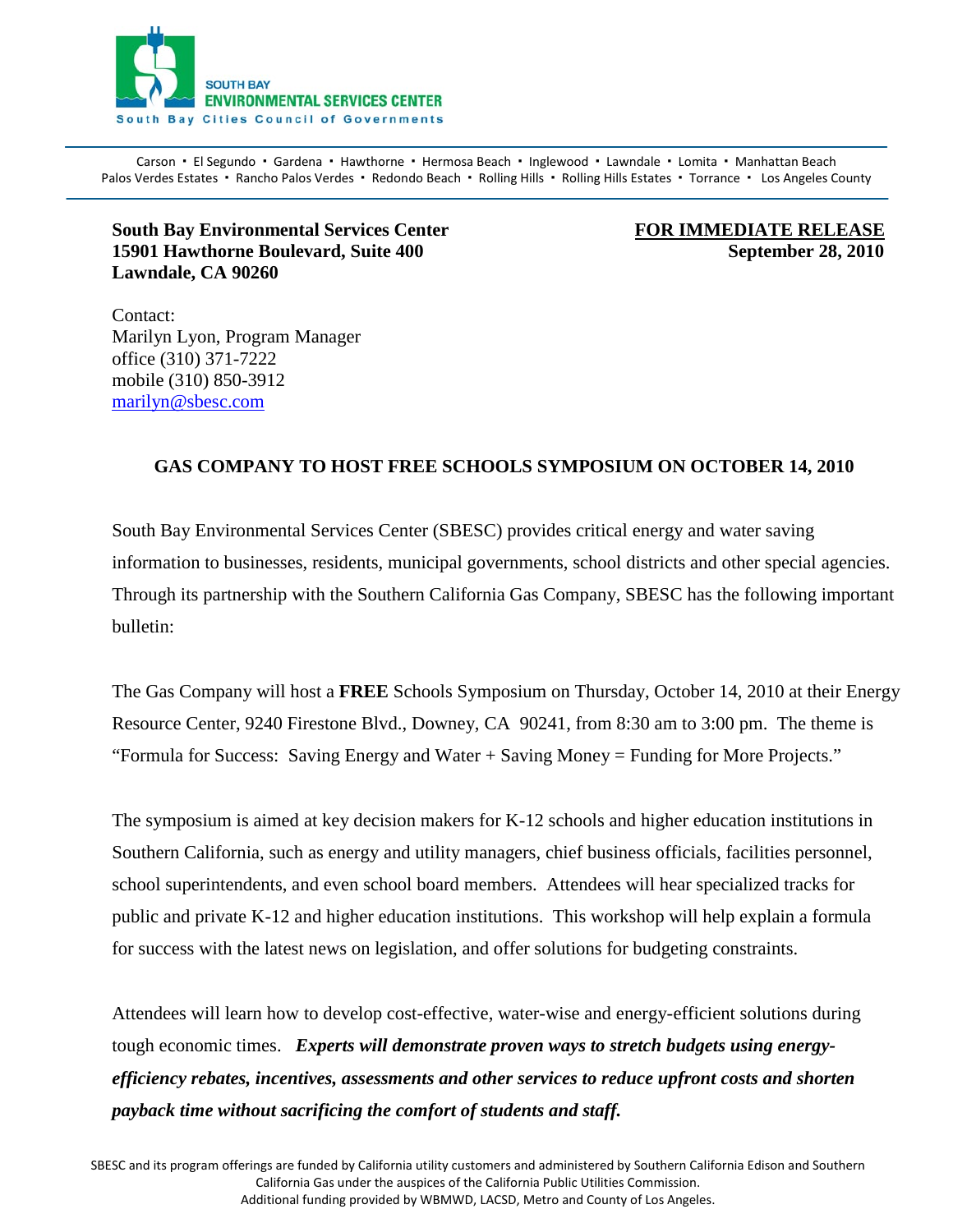SOUTH BAY
**ENVIRONMENTAL SERVICES CENTER**
South Bay Cities Council of Governments

Carson ▪ El Segundo ▪ Gardena ▪ Hawthorne ▪ Hermosa Beach ▪ Inglewood ▪ Lawndale ▪ Lomita ▪ Manhattan Beach
Palos Verdes Estates ▪ Rancho Palos Verdes ▪ Redondo Beach ▪ Rolling Hills ▪ Rolling Hills Estates ▪ Torrance ▪ Los Angeles County

**South Bay Environmental Services Center**
**15901 Hawthorne Boulevard, Suite 400**
**Lawndale, CA 90260**

**FOR IMMEDIATE RELEASE**
**September 28, 2010**

Contact:
Marilyn Lyon, Program Manager
office (310) 371-7222
mobile (310) 850-3912
marilyn@sbesc.com

## GAS COMPANY TO HOST FREE SCHOOLS SYMPOSIUM ON OCTOBER 14, 2010

South Bay Environmental Services Center (SBESC) provides critical energy and water saving information to businesses, residents, municipal governments, school districts and other special agencies. Through its partnership with the Southern California Gas Company, SBESC has the following important bulletin:

The Gas Company will host a **FREE** Schools Symposium on Thursday, October 14, 2010 at their Energy Resource Center, 9240 Firestone Blvd., Downey, CA 90241, from 8:30 am to 3:00 pm. The theme is "Formula for Success: Saving Energy and Water + Saving Money = Funding for More Projects."

The symposium is aimed at key decision makers for K-12 schools and higher education institutions in Southern California, such as energy and utility managers, chief business officials, facilities personnel, school superintendents, and even school board members. Attendees will hear specialized tracks for public and private K-12 and higher education institutions. This workshop will help explain a formula for success with the latest news on legislation, and offer solutions for budgeting constraints.

Attendees will learn how to develop cost-effective, water-wise and energy-efficient solutions during tough economic times. ***Experts will demonstrate proven ways to stretch budgets using energy-efficiency rebates, incentives, assessments and other services to reduce upfront costs and shorten payback time without sacrificing the comfort of students and staff.***

SBESC and its program offerings are funded by California utility customers and administered by Southern California Edison and Southern California Gas under the auspices of the California Public Utilities Commission.
Additional funding provided by WBMWD, LACSD, Metro and County of Los Angeles.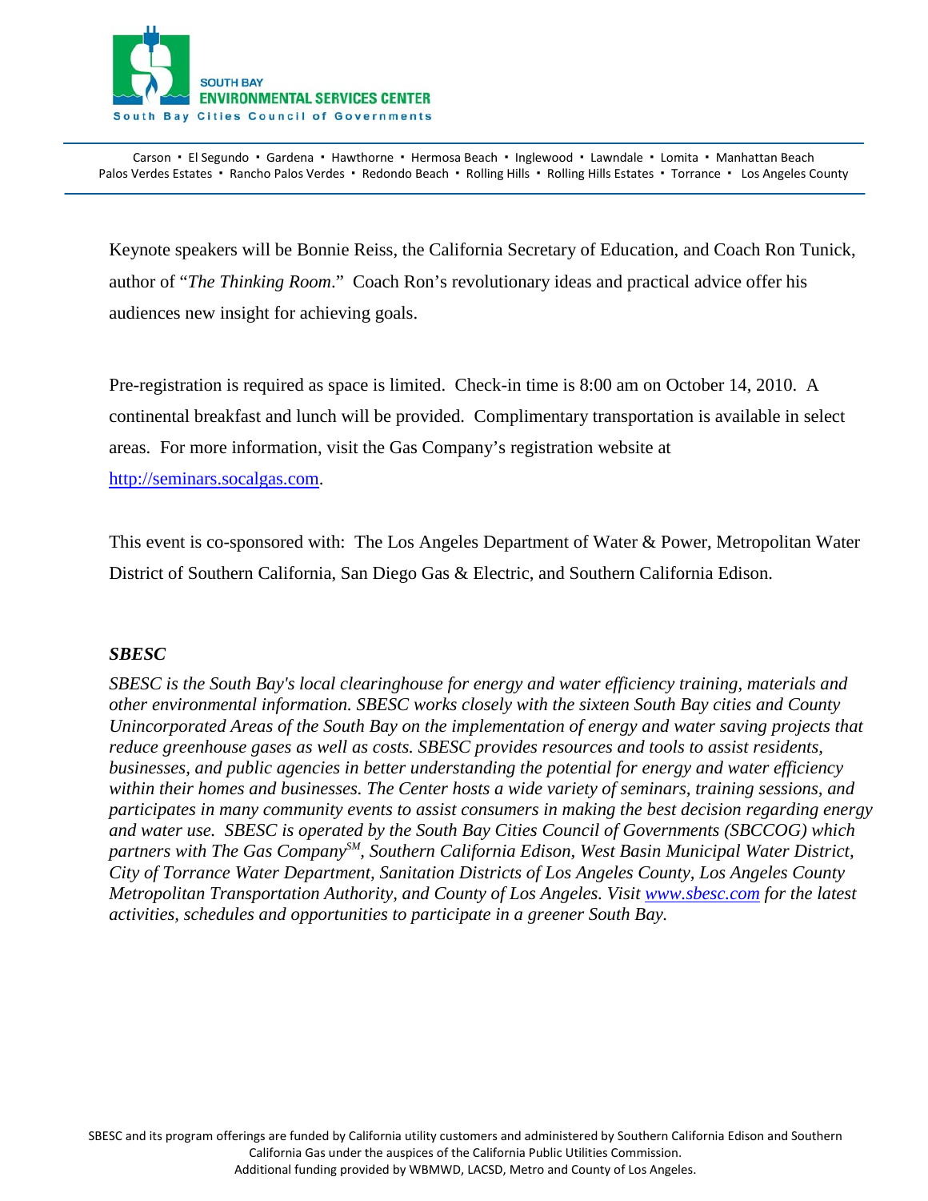Keynote speakers will be Bonnie Reiss, the California Secretary of Education, and Coach Ron Tunick, author of "*The Thinking Room*." Coach Ron's revolutionary ideas and practical advice offer his audiences new insight for achieving goals.

Pre-registration is required as space is limited. Check-in time is 8:00 am on October 14, 2010. A continental breakfast and lunch will be provided. Complimentary transportation is available in select areas. For more information, visit the Gas Company's registration website at http://seminars.socalgas.com.

This event is co-sponsored with: The Los Angeles Department of Water & Power, Metropolitan Water District of Southern California, San Diego Gas & Electric, and Southern California Edison.

***SBESC***

*SBESC is the South Bay's local clearinghouse for energy and water efficiency training, materials and other environmental information. SBESC works closely with the sixteen South Bay cities and County Unincorporated Areas of the South Bay on the implementation of energy and water saving projects that reduce greenhouse gases as well as costs. SBESC provides resources and tools to assist residents, businesses, and public agencies in better understanding the potential for energy and water efficiency within their homes and businesses. The Center hosts a wide variety of seminars, training sessions, and participates in many community events to assist consumers in making the best decision regarding energy and water use. SBESC is operated by the South Bay Cities Council of Governments (SBCCOG) which partners with The Gas Company$^{SM}$, Southern California Edison, West Basin Municipal Water District, City of Torrance Water Department, Sanitation Districts of Los Angeles County, Los Angeles County Metropolitan Transportation Authority, and County of Los Angeles. Visit www.sbesc.com for the latest activities, schedules and opportunities to participate in a greener South Bay.*